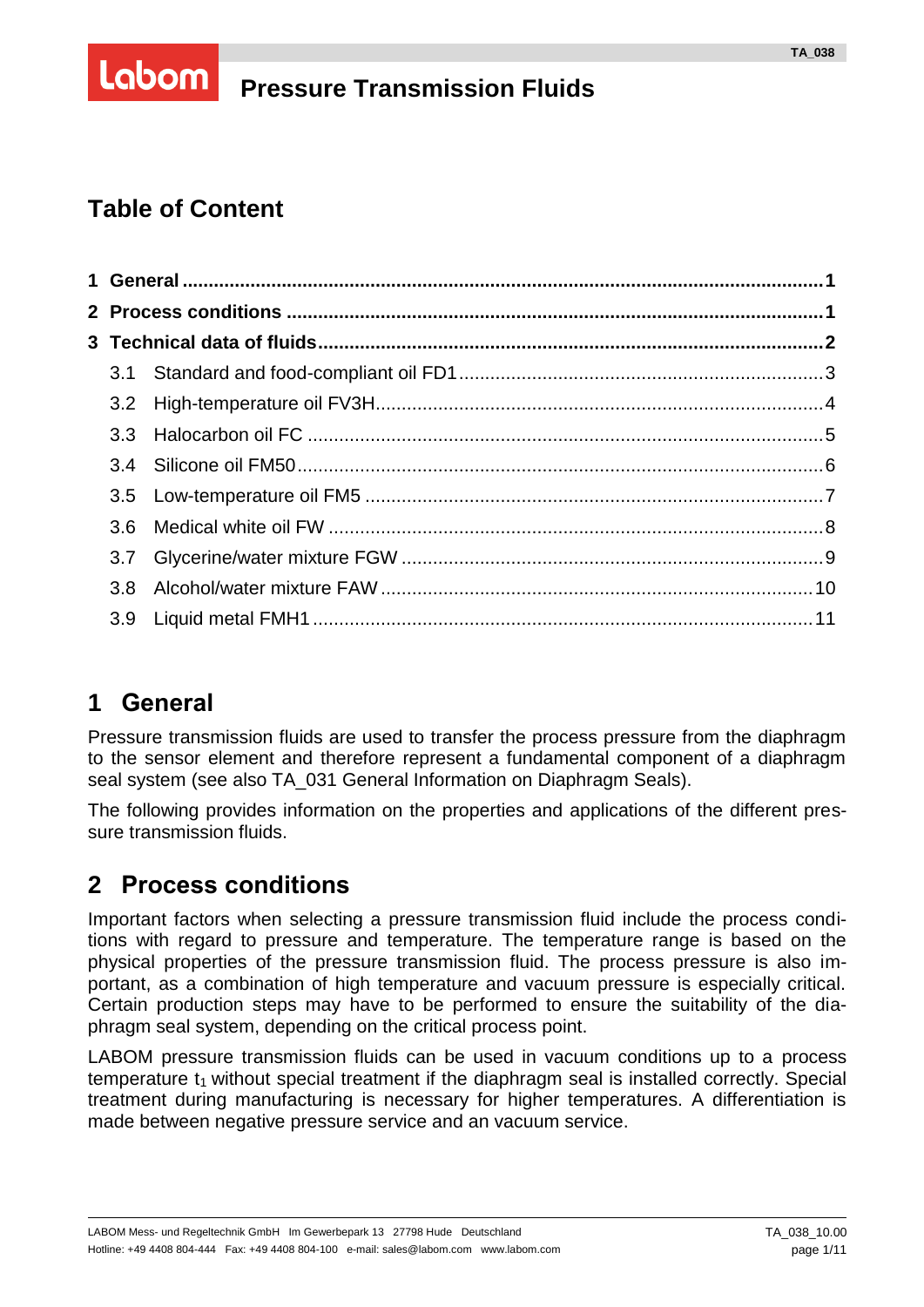# Pressure Transmission Fluids

## Table of Content

1 General ... 1
2 Process conditions ... 1
3 Technical data of fluids ... 2
- 3.1 Standard and food-compliant oil FD1 ... 3
- 3.2 High-temperature oil FV3H ... 4
- 3.3 Halocarbon oil FC ... 5
- 3.4 Silicone oil FM50 ... 6
- 3.5 Low-temperature oil FM5 ... 7
- 3.6 Medical white oil FW ... 8
- 3.7 Glycerine/water mixture FGW ... 9
- 3.8 Alcohol/water mixture FAW ... 10
- 3.9 Liquid metal FMH1 ... 11

## 1 General

Pressure transmission fluids are used to transfer the process pressure from the diaphragm to the sensor element and therefore represent a fundamental component of a diaphragm seal system (see also TA_031 General Information on Diaphragm Seals).

The following provides information on the properties and applications of the different pressure transmission fluids.

## 2 Process conditions

Important factors when selecting a pressure transmission fluid include the process conditions with regard to pressure and temperature. The temperature range is based on the physical properties of the pressure transmission fluid. The process pressure is also important, as a combination of high temperature and vacuum pressure is especially critical. Certain production steps may have to be performed to ensure the suitability of the diaphragm seal system, depending on the critical process point.

LABOM pressure transmission fluids can be used in vacuum conditions up to a process temperature $t_1$ without special treatment if the diaphragm seal is installed correctly. Special treatment during manufacturing is necessary for higher temperatures. A differentiation is made between negative pressure service and an vacuum service.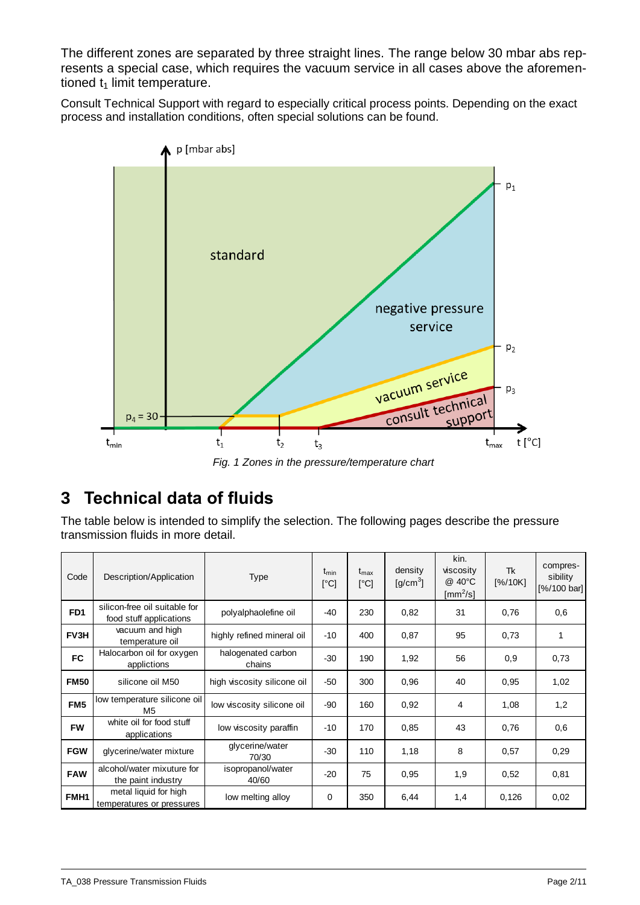The different zones are separated by three straight lines. The range below 30 mbar abs represents a special case, which requires the vacuum service in all cases above the aforementioned $t_1$ limit temperature.

Consult Technical Support with regard to especially critical process points. Depending on the exact process and installation conditions, often special solutions can be found.

*Fig. 1 Zones in the pressure/temperature chart*

## 3 Technical data of fluids

The table below is intended to simplify the selection. The following pages describe the pressure transmission fluids in more detail.

| Code | Description/Application | Type | $t_{min}$ [°C] | $t_{max}$ [°C] | density [g/cm³] | kin. viscosity @ 40°C [mm²/s] | Tk [%/10K] | compressibility [%/100 bar] |
|---|---|---|---|---|---|---|---|---|
| **FD1** | silicon-free oil suitable for food stuff applications | polyalphaolefine oil | -40 | 230 | 0,82 | 31 | 0,76 | 0,6 |
| **FV3H** | vacuum and high temperature oil | highly refined mineral oil | -10 | 400 | 0,87 | 95 | 0,73 | 1 |
| **FC** | Halocarbon oil for oxygen applictions | halogenated carbon chains | -30 | 190 | 1,92 | 56 | 0,9 | 0,73 |
| **FM50** | silicone oil M50 | high viscosity silicone oil | -50 | 300 | 0,96 | 40 | 0,95 | 1,02 |
| **FM5** | low temperature silicone oil M5 | low viscosity silicone oil | -90 | 160 | 0,92 | 4 | 1,08 | 1,2 |
| **FW** | white oil for food stuff applications | low viscosity paraffin | -10 | 170 | 0,85 | 43 | 0,76 | 0,6 |
| **FGW** | glycerine/water mixture | glycerine/water 70/30 | -30 | 110 | 1,18 | 8 | 0,57 | 0,29 |
| **FAW** | alcohol/water mixuture for the paint industry | isopropanol/water 40/60 | -20 | 75 | 0,95 | 1,9 | 0,52 | 0,81 |
| **FMH1** | metal liquid for high temperatures or pressures | low melting alloy | 0 | 350 | 6,44 | 1,4 | 0,126 | 0,02 |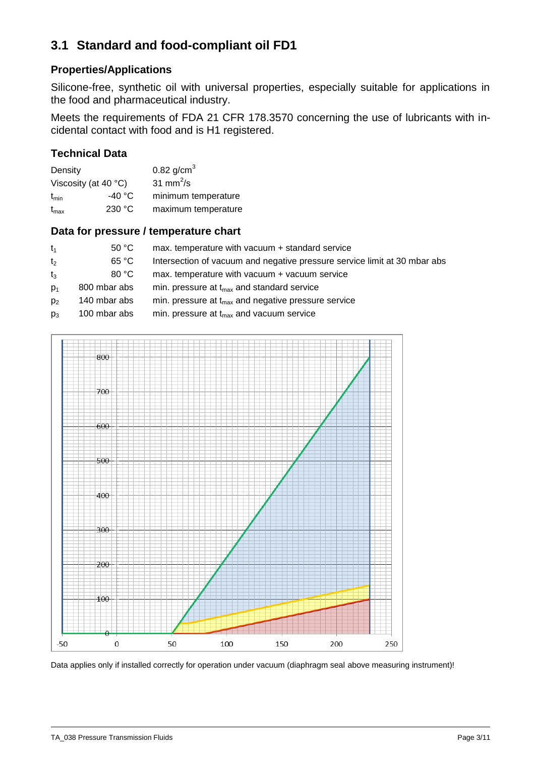## 3.1 Standard and food-compliant oil FD1

### Properties/Applications

Silicone-free, synthetic oil with universal properties, especially suitable for applications in the food and pharmaceutical industry.

Meets the requirements of FDA 21 CFR 178.3570 concerning the use of lubricants with incidental contact with food and is H1 registered.

### Technical Data

| | | |
|---|---|---|
| Density | | 0.82 g/cm$^3$ |
| Viscosity (at 40 °C) | | 31 mm$^2$/s |
| $t_{min}$ | -40 °C | minimum temperature |
| $t_{max}$ | 230 °C | maximum temperature |

### Data for pressure / temperature chart

| | | |
|---|---|---|
| $t_1$ | 50 °C | max. temperature with vacuum + standard service |
| $t_2$ | 65 °C | Intersection of vacuum and negative pressure service limit at 30 mbar abs |
| $t_3$ | 80 °C | max. temperature with vacuum + vacuum service |
| $p_1$ | 800 mbar abs | min. pressure at $t_{max}$ and standard service |
| $p_2$ | 140 mbar abs | min. pressure at $t_{max}$ and negative pressure service |
| $p_3$ | 100 mbar abs | min. pressure at $t_{max}$ and vacuum service |

Data applies only if installed correctly for operation under vacuum (diaphragm seal above measuring instrument)!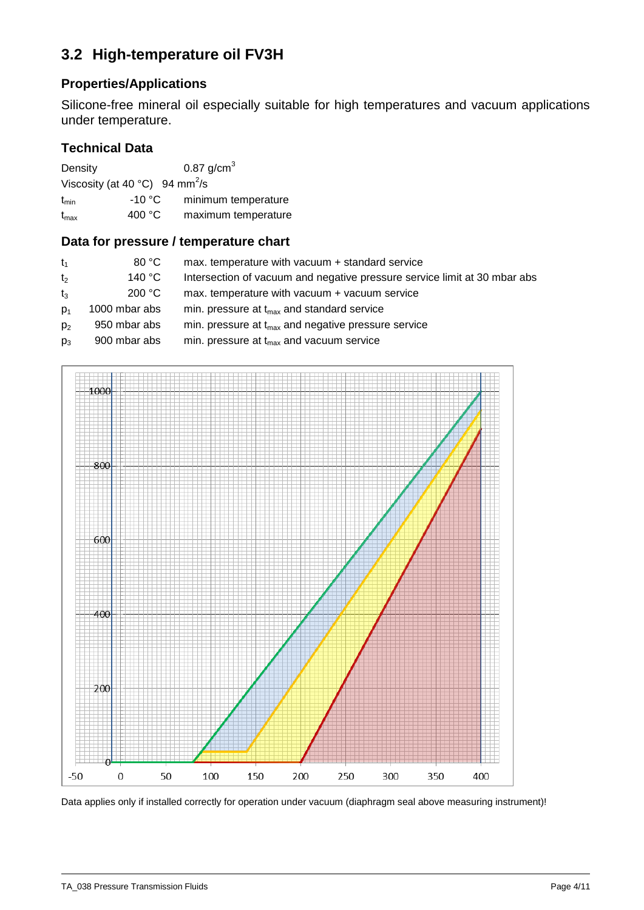## 3.2 High-temperature oil FV3H

### Properties/Applications

Silicone-free mineral oil especially suitable for high temperatures and vacuum applications under temperature.

### Technical Data

| | | |
|---|---|---|
| Density | | 0.87 g/cm$^3$ |
| Viscosity (at 40 °C) | | 94 mm$^2$/s |
| $t_{min}$ | -10 °C | minimum temperature |
| $t_{max}$ | 400 °C | maximum temperature |

### Data for pressure / temperature chart

| | | |
|---|---|---|
| $t_1$ | 80 °C | max. temperature with vacuum + standard service |
| $t_2$ | 140 °C | Intersection of vacuum and negative pressure service limit at 30 mbar abs |
| $t_3$ | 200 °C | max. temperature with vacuum + vacuum service |
| $p_1$ | 1000 mbar abs | min. pressure at $t_{max}$ and standard service |
| $p_2$ | 950 mbar abs | min. pressure at $t_{max}$ and negative pressure service |
| $p_3$ | 900 mbar abs | min. pressure at $t_{max}$ and vacuum service |

Data applies only if installed correctly for operation under vacuum (diaphragm seal above measuring instrument)!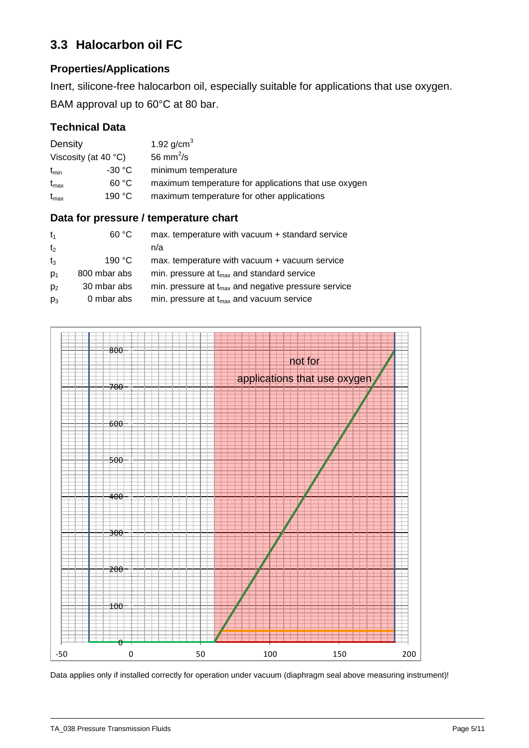## 3.3 Halocarbon oil FC

### Properties/Applications

Inert, silicone-free halocarbon oil, especially suitable for applications that use oxygen.

BAM approval up to 60°C at 80 bar.

### Technical Data

| | | |
|---|---|---|
| Density | 1.92 g/cm$^3$ | |
| Viscosity (at 40 °C) | 56 mm$^2$/s | |
| $t_{min}$ | -30 °C | minimum temperature |
| $t_{max}$ | 60 °C | maximum temperature for applications that use oxygen |
| $t_{max}$ | 190 °C | maximum temperature for other applications |

### Data for pressure / temperature chart

| | | |
|---|---|---|
| $t_1$ | 60 °C | max. temperature with vacuum + standard service |
| $t_2$ | | n/a |
| $t_3$ | 190 °C | max. temperature with vacuum + vacuum service |
| $p_1$ | 800 mbar abs | min. pressure at $t_{max}$ and standard service |
| $p_2$ | 30 mbar abs | min. pressure at $t_{max}$ and negative pressure service |
| $p_3$ | 0 mbar abs | min. pressure at $t_{max}$ and vacuum service |

Data applies only if installed correctly for operation under vacuum (diaphragm seal above measuring instrument)!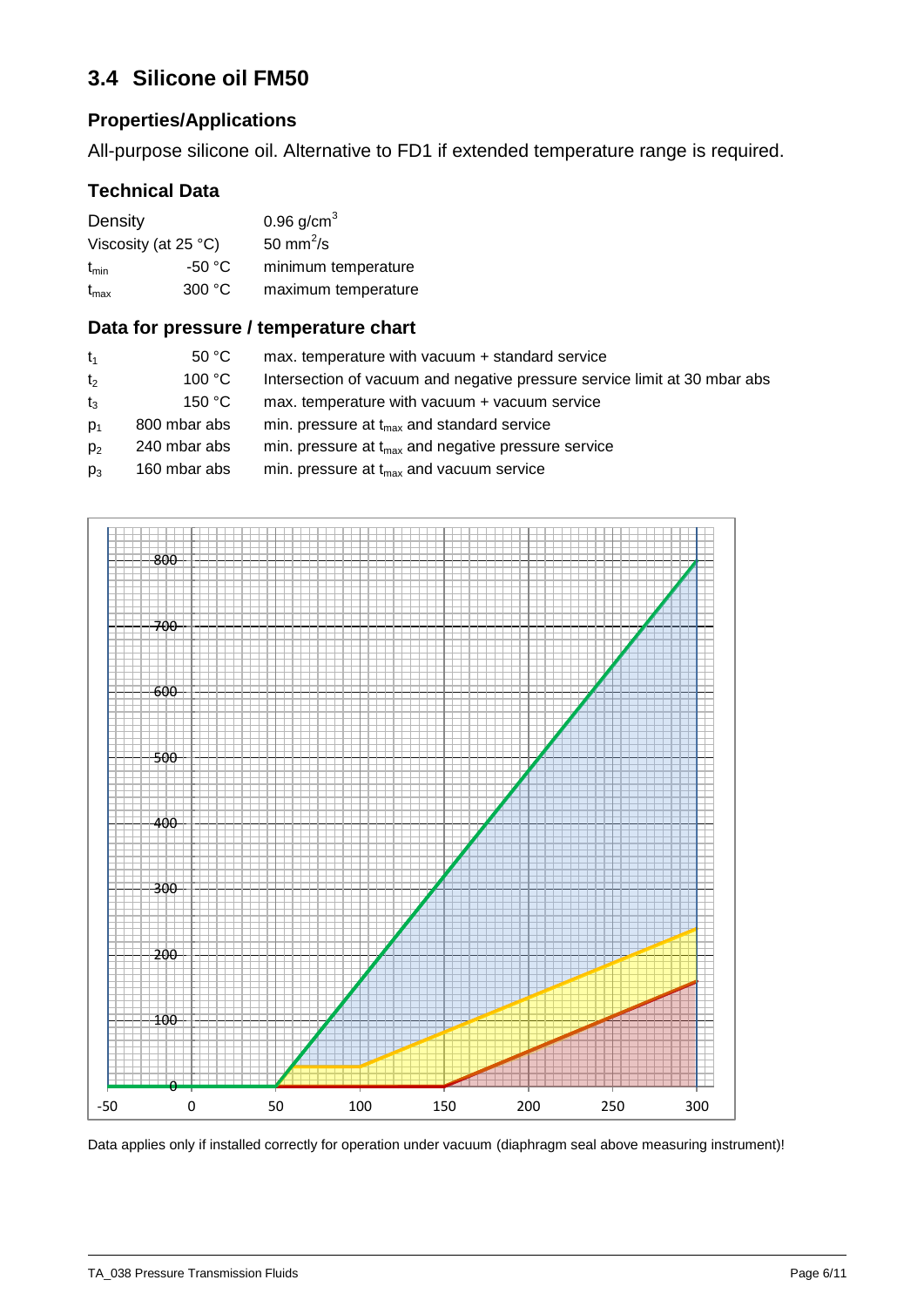## 3.4 Silicone oil FM50

### Properties/Applications

All-purpose silicone oil. Alternative to FD1 if extended temperature range is required.

### Technical Data

| | | |
|---|---|---|
| Density | | 0.96 g/cm$^3$ |
| Viscosity (at 25 °C) | | 50 mm$^2$/s |
| $t_{min}$ | -50 °C | minimum temperature |
| $t_{max}$ | 300 °C | maximum temperature |

### Data for pressure / temperature chart

| | | |
|---|---|---|
| $t_1$ | 50 °C | max. temperature with vacuum + standard service |
| $t_2$ | 100 °C | Intersection of vacuum and negative pressure service limit at 30 mbar abs |
| $t_3$ | 150 °C | max. temperature with vacuum + vacuum service |
| $p_1$ | 800 mbar abs | min. pressure at $t_{max}$ and standard service |
| $p_2$ | 240 mbar abs | min. pressure at $t_{max}$ and negative pressure service |
| $p_3$ | 160 mbar abs | min. pressure at $t_{max}$ and vacuum service |

Data applies only if installed correctly for operation under vacuum (diaphragm seal above measuring instrument)!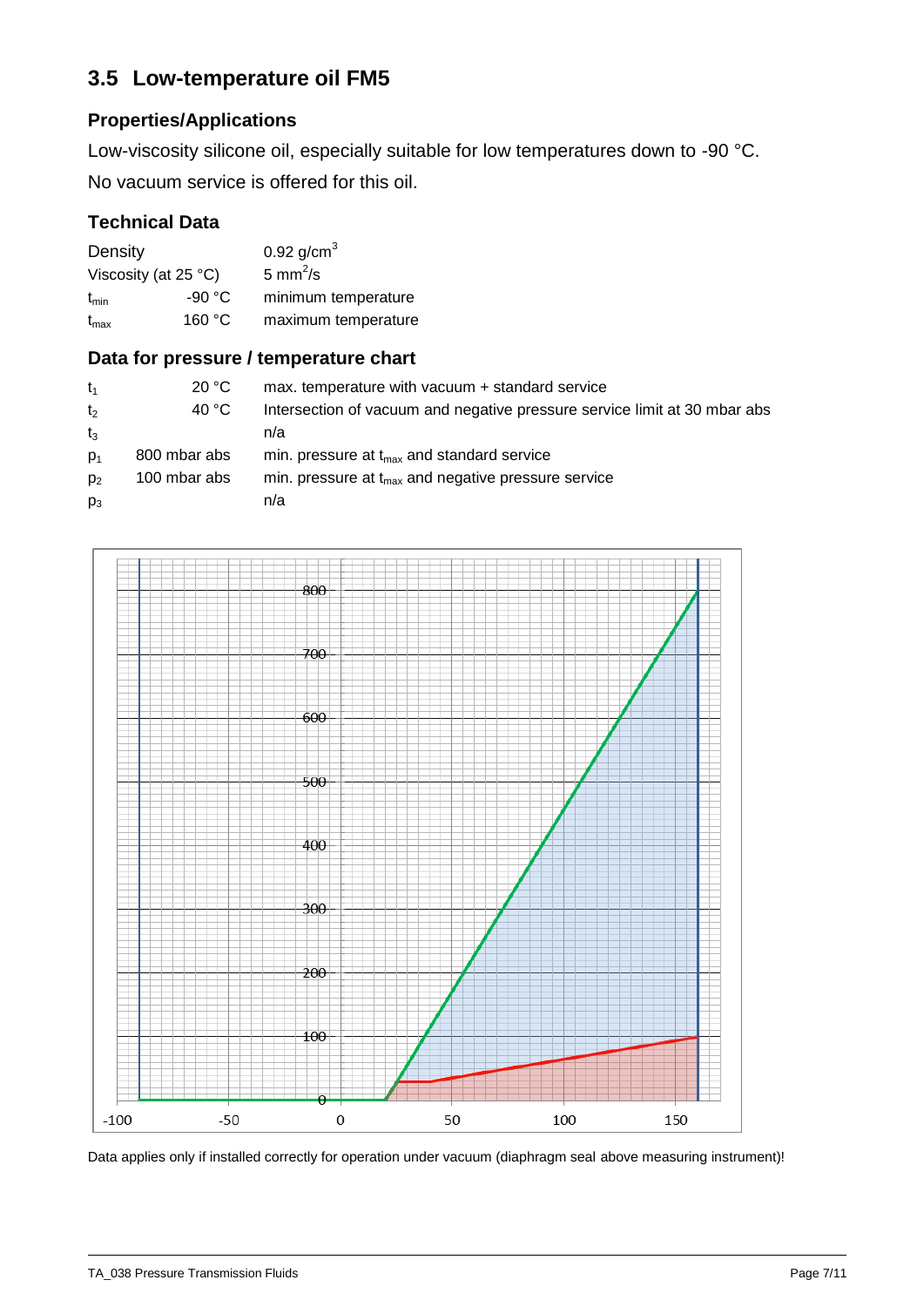## 3.5 Low-temperature oil FM5

### Properties/Applications

Low-viscosity silicone oil, especially suitable for low temperatures down to -90 °C.

No vacuum service is offered for this oil.

### Technical Data

| | | |
|---|---|---|
| Density | | 0.92 g/cm$^3$ |
| Viscosity (at 25 °C) | | 5 mm$^2$/s |
| $t_{min}$ | -90 °C | minimum temperature |
| $t_{max}$ | 160 °C | maximum temperature |

### Data for pressure / temperature chart

| | | |
|---|---|---|
| $t_1$ | 20 °C | max. temperature with vacuum + standard service |
| $t_2$ | 40 °C | Intersection of vacuum and negative pressure service limit at 30 mbar abs |
| $t_3$ | | n/a |
| $p_1$ | 800 mbar abs | min. pressure at $t_{max}$ and standard service |
| $p_2$ | 100 mbar abs | min. pressure at $t_{max}$ and negative pressure service |
| $p_3$ | | n/a |

Data applies only if installed correctly for operation under vacuum (diaphragm seal above measuring instrument)!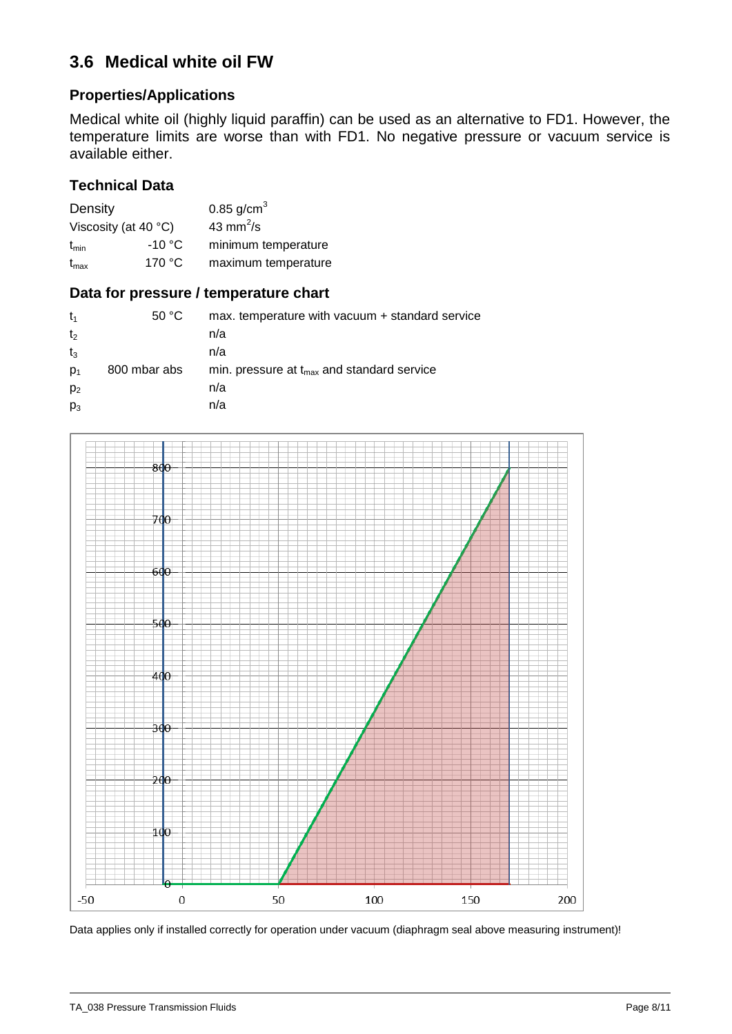## 3.6 Medical white oil FW

### Properties/Applications

Medical white oil (highly liquid paraffin) can be used as an alternative to FD1. However, the temperature limits are worse than with FD1. No negative pressure or vacuum service is available either.

### Technical Data

| | | |
|---|---|---|
| Density | | 0.85 g/cm$^3$ |
| Viscosity (at 40 °C) | | 43 mm$^2$/s |
| $t_{min}$ | -10 °C | minimum temperature |
| $t_{max}$ | 170 °C | maximum temperature |

### Data for pressure / temperature chart

| | | |
|---|---|---|
| $t_1$ | 50 °C | max. temperature with vacuum + standard service |
| $t_2$ | | n/a |
| $t_3$ | | n/a |
| $p_1$ | 800 mbar abs | min. pressure at $t_{max}$ and standard service |
| $p_2$ | | n/a |
| $p_3$ | | n/a |

Data applies only if installed correctly for operation under vacuum (diaphragm seal above measuring instrument)!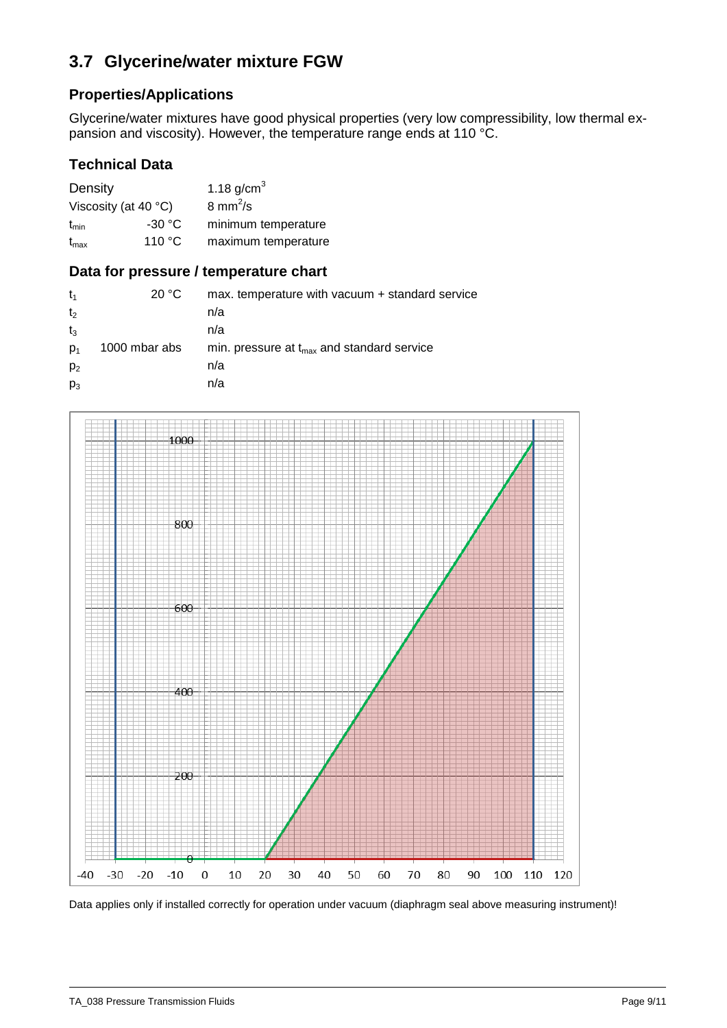## 3.7 Glycerine/water mixture FGW

### Properties/Applications

Glycerine/water mixtures have good physical properties (very low compressibility, low thermal expansion and viscosity). However, the temperature range ends at 110 °C.

### Technical Data

| | | |
|---|---|---|
| Density | | 1.18 g/cm$^3$ |
| Viscosity (at 40 °C) | | 8 mm$^2$/s |
| $t_{min}$ | -30 °C | minimum temperature |
| $t_{max}$ | 110 °C | maximum temperature |

### Data for pressure / temperature chart

| | | |
|---|---|---|
| $t_1$ | 20 °C | max. temperature with vacuum + standard service |
| $t_2$ | | n/a |
| $t_3$ | | n/a |
| $p_1$ | 1000 mbar abs | min. pressure at $t_{max}$ and standard service |
| $p_2$ | | n/a |
| $p_3$ | | n/a |

Data applies only if installed correctly for operation under vacuum (diaphragm seal above measuring instrument)!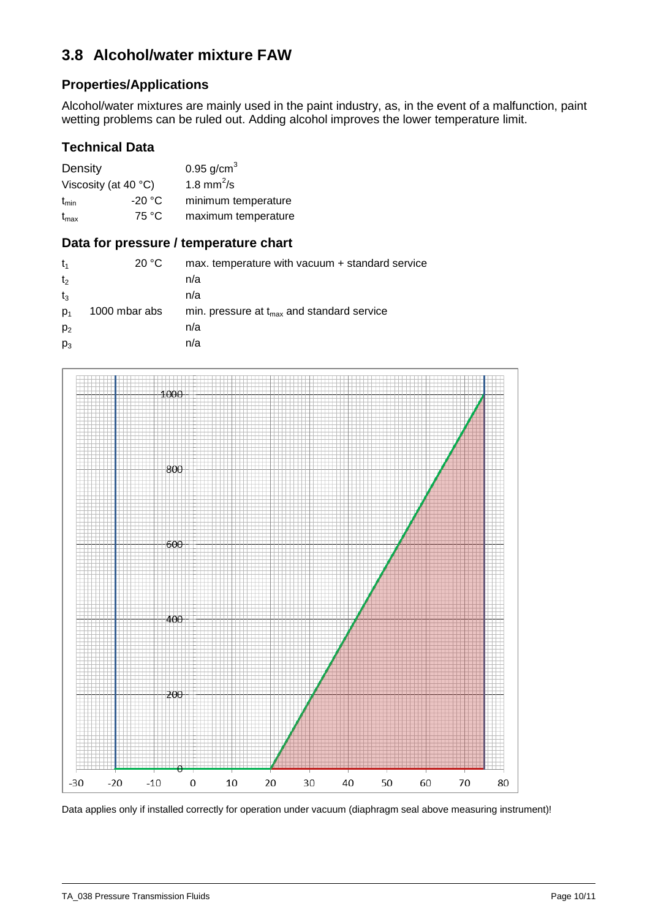## 3.8 Alcohol/water mixture FAW

### Properties/Applications

Alcohol/water mixtures are mainly used in the paint industry, as, in the event of a malfunction, paint wetting problems can be ruled out. Adding alcohol improves the lower temperature limit.

### Technical Data

| | | |
|---|---|---|
| Density | | 0.95 g/cm$^3$ |
| Viscosity (at 40 °C) | | 1.8 mm$^2$/s |
| $t_{min}$ | -20 °C | minimum temperature |
| $t_{max}$ | 75 °C | maximum temperature |

### Data for pressure / temperature chart

| | | |
|---|---|---|
| $t_1$ | 20 °C | max. temperature with vacuum + standard service |
| $t_2$ | | n/a |
| $t_3$ | | n/a |
| $p_1$ | 1000 mbar abs | min. pressure at $t_{max}$ and standard service |
| $p_2$ | | n/a |
| $p_3$ | | n/a |

Data applies only if installed correctly for operation under vacuum (diaphragm seal above measuring instrument)!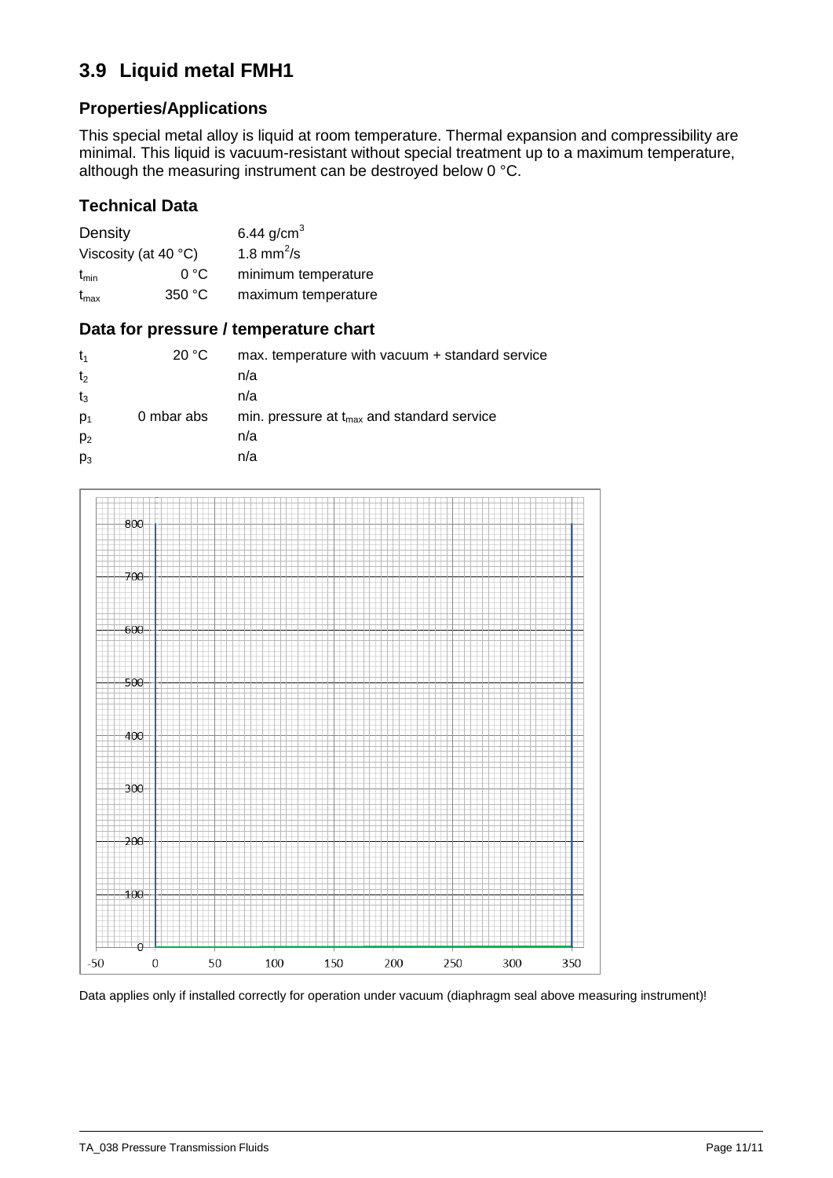## 3.9 Liquid metal FMH1

### Properties/Applications

This special metal alloy is liquid at room temperature. Thermal expansion and compressibility are minimal. This liquid is vacuum-resistant without special treatment up to a maximum temperature, although the measuring instrument can be destroyed below 0 °C.

### Technical Data

| | | |
|---|---|---|
| Density | | 6.44 g/cm$^3$ |
| Viscosity (at 40 °C) | | 1.8 mm$^2$/s |
| $t_{min}$ | 0 °C | minimum temperature |
| $t_{max}$ | 350 °C | maximum temperature |

### Data for pressure / temperature chart

| | | |
|---|---|---|
| $t_1$ | 20 °C | max. temperature with vacuum + standard service |
| $t_2$ | | n/a |
| $t_3$ | | n/a |
| $p_1$ | 0 mbar abs | min. pressure at $t_{max}$ and standard service |
| $p_2$ | | n/a |
| $p_3$ | | n/a |

800
700
600
500
400
300
200
100
0
-50 0 50 100 150 200 250 300 350

Data applies only if installed correctly for operation under vacuum (diaphragm seal above measuring instrument)!